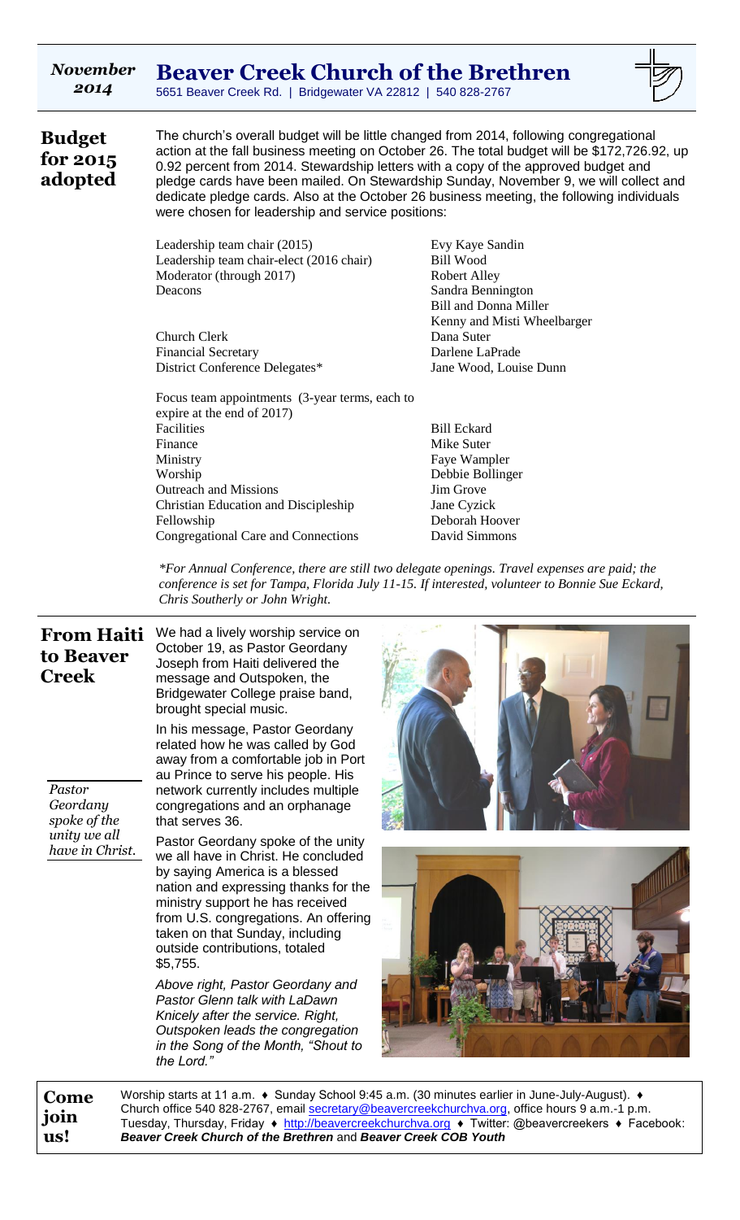*November 2014*

# Beaver Creek Church of the Brethren

5651 Beaver Creek Rd. | Bridgewater VA 22812 | 540 828-2767

## Budget for 2015 adopted

The church's overall budget will be little changed from 2014, following congregational action at the fall business meeting on October 26. The total budget will be $172,726.92, up 0.92 percent from 2014. Stewardship letters with a copy of the approved budget and pledge cards have been mailed. On Stewardship Sunday, November 9, we will collect and dedicate pledge cards. Also at the October 26 business meeting, the following individuals were chosen for leadership and service positions:

| Position | Name |
|---|---|
| Leadership team chair (2015) | Evy Kaye Sandin |
| Leadership team chair-elect (2016 chair) | Bill Wood |
| Moderator (through 2017) | Robert Alley |
| Deacons | Sandra Bennington<br>Bill and Donna Miller<br>Kenny and Misti Wheelbarger |
| Church Clerk | Dana Suter |
| Financial Secretary | Darlene LaPrade |
| District Conference Delegates* | Jane Wood, Louise Dunn |

Focus team appointments (3-year terms, each to expire at the end of 2017)

| Team | Name |
|---|---|
| Facilities | Bill Eckard |
| Finance | Mike Suter |
| Ministry | Faye Wampler |
| Worship | Debbie Bollinger |
| Outreach and Missions | Jim Grove |
| Christian Education and Discipleship | Jane Cyzick |
| Fellowship | Deborah Hoover |
| Congregational Care and Connections | David Simmons |

*\*For Annual Conference, there are still two delegate openings. Travel expenses are paid; the conference is set for Tampa, Florida July 11-15. If interested, volunteer to Bonnie Sue Eckard, Chris Southerly or John Wright.*

## From Haiti to Beaver Creek

*Pastor Geordany spoke of the unity we all have in Christ.*

We had a lively worship service on October 19, as Pastor Geordany Joseph from Haiti delivered the message and Outspoken, the Bridgewater College praise band, brought special music.

In his message, Pastor Geordany related how he was called by God away from a comfortable job in Port au Prince to serve his people. His network currently includes multiple congregations and an orphanage that serves 36.

Pastor Geordany spoke of the unity we all have in Christ. He concluded by saying America is a blessed nation and expressing thanks for the ministry support he has received from U.S. congregations. An offering taken on that Sunday, including outside contributions, totaled $5,755.

*Above right, Pastor Geordany and Pastor Glenn talk with LaDawn Knicely after the service. Right, Outspoken leads the congregation in the Song of the Month, "Shout to the Lord."*

## Come join us!

Worship starts at 11 a.m. ♦ Sunday School 9:45 a.m. (30 minutes earlier in June-July-August). ♦ Church office 540 828-2767, email secretary@beavercreekchurchva.org, office hours 9 a.m.-1 p.m. Tuesday, Thursday, Friday ♦ http://beavercreekchurchva.org ♦ Twitter: @beavercreekers ♦ Facebook: ***Beaver Creek Church of the Brethren*** and ***Beaver Creek COB Youth***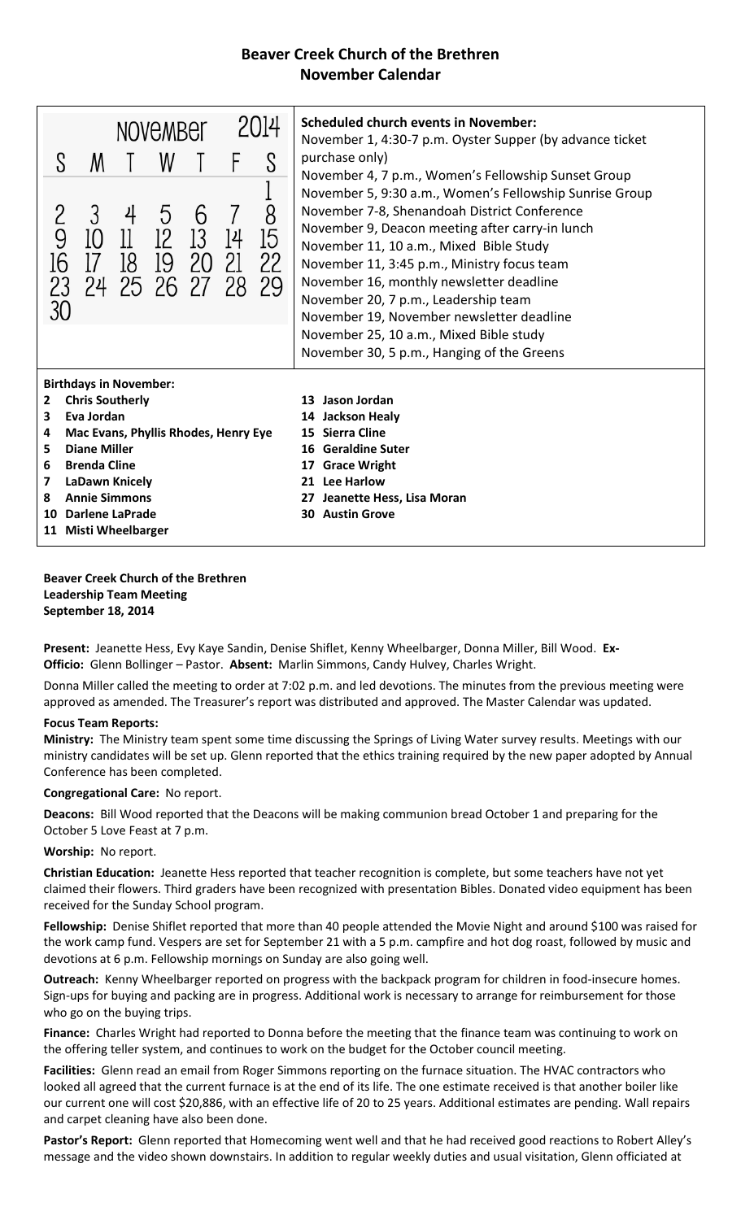# Beaver Creek Church of the Brethren
## November Calendar

| NOVEMBER 2014 | | | | | | |
|---|---|---|---|---|---|---|
| S | M | T | W | T | F | S |
| | | | | | | 1 |
| 2 | 3 | 4 | 5 | 6 | 7 | 8 |
| 9 | 10 | 11 | 12 | 13 | 14 | 15 |
| 16 | 17 | 18 | 19 | 20 | 21 | 22 |
| 23 | 24 | 25 | 26 | 27 | 28 | 29 |
| 30 | | | | | | |

**Scheduled church events in November:**

November 1, 4:30-7 p.m. Oyster Supper (by advance ticket purchase only)
November 4, 7 p.m., Women's Fellowship Sunset Group
November 5, 9:30 a.m., Women's Fellowship Sunrise Group
November 7-8, Shenandoah District Conference
November 9, Deacon meeting after carry-in lunch
November 11, 10 a.m., Mixed Bible Study
November 11, 3:45 p.m., Ministry focus team
November 16, monthly newsletter deadline
November 20, 7 p.m., Leadership team
November 19, November newsletter deadline
November 25, 10 a.m., Mixed Bible study
November 30, 5 p.m., Hanging of the Greens

**Birthdays in November:**

**2 Chris Southerly**
**3 Eva Jordan**
**4 Mac Evans, Phyllis Rhodes, Henry Eye**
**5 Diane Miller**
**6 Brenda Cline**
**7 LaDawn Knicely**
**8 Annie Simmons**
**10 Darlene LaPrade**
**11 Misti Wheelbarger**
**13 Jason Jordan**
**14 Jackson Healy**
**15 Sierra Cline**
**16 Geraldine Suter**
**17 Grace Wright**
**21 Lee Harlow**
**27 Jeanette Hess, Lisa Moran**
**30 Austin Grove**

**Beaver Creek Church of the Brethren**
**Leadership Team Meeting**
**September 18, 2014**

**Present:** Jeanette Hess, Evy Kaye Sandin, Denise Shiflet, Kenny Wheelbarger, Donna Miller, Bill Wood. **Ex-Officio:** Glenn Bollinger – Pastor. **Absent:** Marlin Simmons, Candy Hulvey, Charles Wright.

Donna Miller called the meeting to order at 7:02 p.m. and led devotions. The minutes from the previous meeting were approved as amended. The Treasurer's report was distributed and approved. The Master Calendar was updated.

**Focus Team Reports:**

**Ministry:** The Ministry team spent some time discussing the Springs of Living Water survey results. Meetings with our ministry candidates will be set up. Glenn reported that the ethics training required by the new paper adopted by Annual Conference has been completed.

**Congregational Care:** No report.

**Deacons:** Bill Wood reported that the Deacons will be making communion bread October 1 and preparing for the October 5 Love Feast at 7 p.m.

**Worship:** No report.

**Christian Education:** Jeanette Hess reported that teacher recognition is complete, but some teachers have not yet claimed their flowers. Third graders have been recognized with presentation Bibles. Donated video equipment has been received for the Sunday School program.

**Fellowship:** Denise Shiflet reported that more than 40 people attended the Movie Night and around $100 was raised for the work camp fund. Vespers are set for September 21 with a 5 p.m. campfire and hot dog roast, followed by music and devotions at 6 p.m. Fellowship mornings on Sunday are also going well.

**Outreach:** Kenny Wheelbarger reported on progress with the backpack program for children in food-insecure homes. Sign-ups for buying and packing are in progress. Additional work is necessary to arrange for reimbursement for those who go on the buying trips.

**Finance:** Charles Wright had reported to Donna before the meeting that the finance team was continuing to work on the offering teller system, and continues to work on the budget for the October council meeting.

**Facilities:** Glenn read an email from Roger Simmons reporting on the furnace situation. The HVAC contractors who looked all agreed that the current furnace is at the end of its life. The one estimate received is that another boiler like our current one will cost $20,886, with an effective life of 20 to 25 years. Additional estimates are pending. Wall repairs and carpet cleaning have also been done.

**Pastor's Report:** Glenn reported that Homecoming went well and that he had received good reactions to Robert Alley's message and the video shown downstairs. In addition to regular weekly duties and usual visitation, Glenn officiated at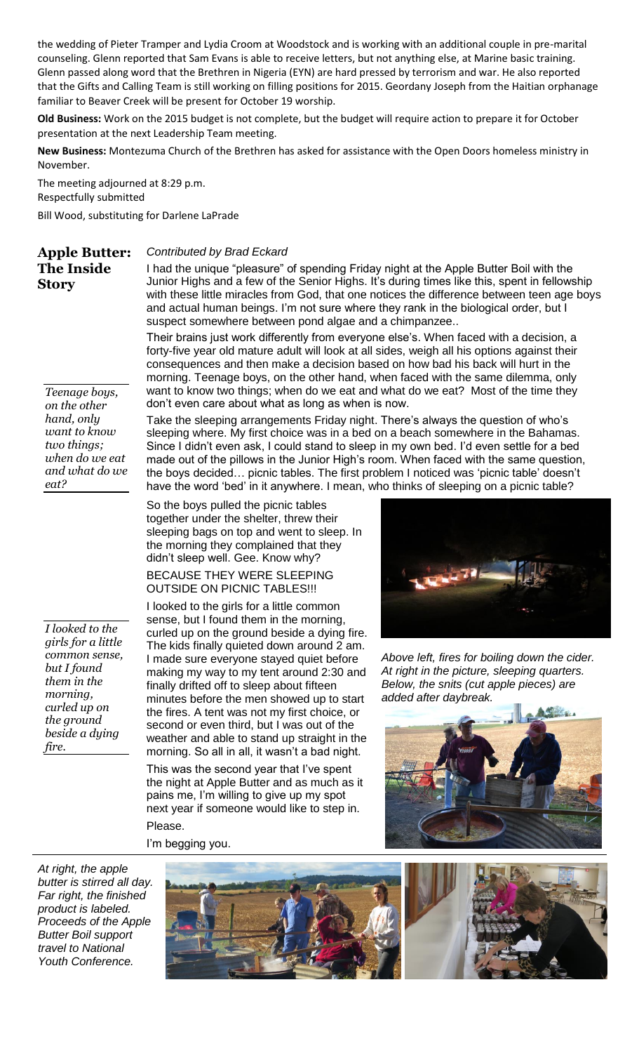the wedding of Pieter Tramper and Lydia Croom at Woodstock and is working with an additional couple in pre-marital counseling. Glenn reported that Sam Evans is able to receive letters, but not anything else, at Marine basic training. Glenn passed along word that the Brethren in Nigeria (EYN) are hard pressed by terrorism and war. He also reported that the Gifts and Calling Team is still working on filling positions for 2015. Geordany Joseph from the Haitian orphanage familiar to Beaver Creek will be present for October 19 worship.

**Old Business:** Work on the 2015 budget is not complete, but the budget will require action to prepare it for October presentation at the next Leadership Team meeting.

**New Business:** Montezuma Church of the Brethren has asked for assistance with the Open Doors homeless ministry in November.

The meeting adjourned at 8:29 p.m.
Respectfully submitted

Bill Wood, substituting for Darlene LaPrade

## Apple Butter: The Inside Story

*Contributed by Brad Eckard*

I had the unique "pleasure" of spending Friday night at the Apple Butter Boil with the Junior Highs and a few of the Senior Highs. It's during times like this, spent in fellowship with these little miracles from God, that one notices the difference between teen age boys and actual human beings. I'm not sure where they rank in the biological order, but I suspect somewhere between pond algae and a chimpanzee..

Their brains just work differently from everyone else's. When faced with a decision, a forty-five year old mature adult will look at all sides, weigh all his options against their consequences and then make a decision based on how bad his back will hurt in the morning. Teenage boys, on the other hand, when faced with the same dilemma, only want to know two things; when do we eat and what do we eat? Most of the time they don't even care about what as long as when is now.

*Teenage boys, on the other hand, only want to know two things; when do we eat and what do we eat?*

Take the sleeping arrangements Friday night. There's always the question of who's sleeping where. My first choice was in a bed on a beach somewhere in the Bahamas. Since I didn't even ask, I could stand to sleep in my own bed. I'd even settle for a bed made out of the pillows in the Junior High's room. When faced with the same question, the boys decided… picnic tables. The first problem I noticed was 'picnic table' doesn't have the word 'bed' in it anywhere. I mean, who thinks of sleeping on a picnic table?

So the boys pulled the picnic tables together under the shelter, threw their sleeping bags on top and went to sleep. In the morning they complained that they didn't sleep well. Gee. Know why?

BECAUSE THEY WERE SLEEPING OUTSIDE ON PICNIC TABLES!!!

I looked to the girls for a little common sense, but I found them in the morning, curled up on the ground beside a dying fire. The kids finally quieted down around 2 am. I made sure everyone stayed quiet before making my way to my tent around 2:30 and finally drifted off to sleep about fifteen minutes before the men showed up to start the fires. A tent was not my first choice, or second or even third, but I was out of the weather and able to stand up straight in the morning. So all in all, it wasn't a bad night.

*I looked to the girls for a little common sense, but I found them in the morning, curled up on the ground beside a dying fire.*

This was the second year that I've spent the night at Apple Butter and as much as it pains me, I'm willing to give up my spot next year if someone would like to step in.

Please.

I'm begging you.

*Above left, fires for boiling down the cider. At right in the picture, sleeping quarters. Below, the snits (cut apple pieces) are added after daybreak.*

*At right, the apple butter is stirred all day. Far right, the finished product is labeled. Proceeds of the Apple Butter Boil support travel to National Youth Conference.*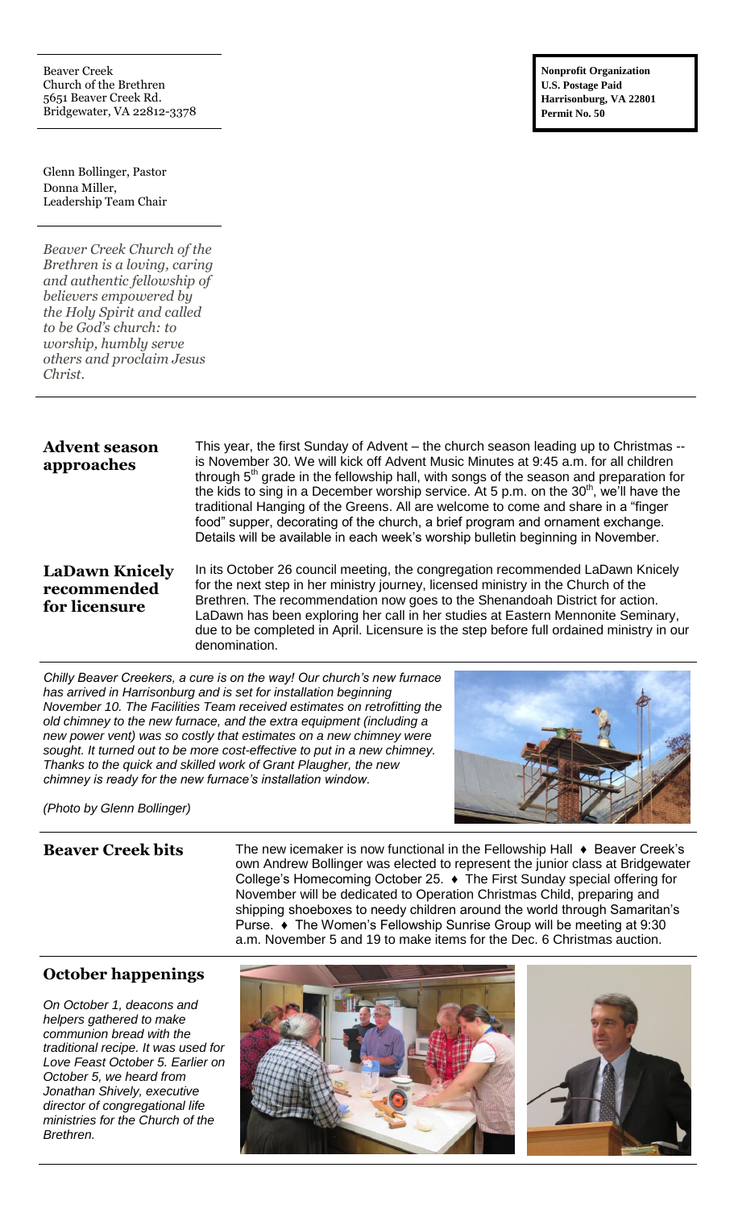Beaver Creek
Church of the Brethren
5651 Beaver Creek Rd.
Bridgewater, VA 22812-3378

**Nonprofit Organization**
**U.S. Postage Paid**
**Harrisonburg, VA 22801**
**Permit No. 50**

Glenn Bollinger, Pastor
Donna Miller,
Leadership Team Chair

*Beaver Creek Church of the Brethren is a loving, caring and authentic fellowship of believers empowered by the Holy Spirit and called to be God's church: to worship, humbly serve others and proclaim Jesus Christ.*

## Advent season approaches

This year, the first Sunday of Advent – the church season leading up to Christmas -- is November 30. We will kick off Advent Music Minutes at 9:45 a.m. for all children through 5th grade in the fellowship hall, with songs of the season and preparation for the kids to sing in a December worship service. At 5 p.m. on the 30th, we'll have the traditional Hanging of the Greens. All are welcome to come and share in a "finger food" supper, decorating of the church, a brief program and ornament exchange. Details will be available in each week's worship bulletin beginning in November.

## LaDawn Knicely recommended for licensure

In its October 26 council meeting, the congregation recommended LaDawn Knicely for the next step in her ministry journey, licensed ministry in the Church of the Brethren. The recommendation now goes to the Shenandoah District for action. LaDawn has been exploring her call in her studies at Eastern Mennonite Seminary, due to be completed in April. Licensure is the step before full ordained ministry in our denomination.

*Chilly Beaver Creekers, a cure is on the way! Our church's new furnace has arrived in Harrisonburg and is set for installation beginning November 10. The Facilities Team received estimates on retrofitting the old chimney to the new furnace, and the extra equipment (including a new power vent) was so costly that estimates on a new chimney were sought. It turned out to be more cost-effective to put in a new chimney. Thanks to the quick and skilled work of Grant Plaugher, the new chimney is ready for the new furnace's installation window.*

*(Photo by Glenn Bollinger)*

## Beaver Creek bits

The new icemaker is now functional in the Fellowship Hall ♦ Beaver Creek's own Andrew Bollinger was elected to represent the junior class at Bridgewater College's Homecoming October 25. ♦ The First Sunday special offering for November will be dedicated to Operation Christmas Child, preparing and shipping shoeboxes to needy children around the world through Samaritan's Purse. ♦ The Women's Fellowship Sunrise Group will be meeting at 9:30 a.m. November 5 and 19 to make items for the Dec. 6 Christmas auction.

## October happenings

*On October 1, deacons and helpers gathered to make communion bread with the traditional recipe. It was used for Love Feast October 5. Earlier on October 5, we heard from Jonathan Shively, executive director of congregational life ministries for the Church of the Brethren.*